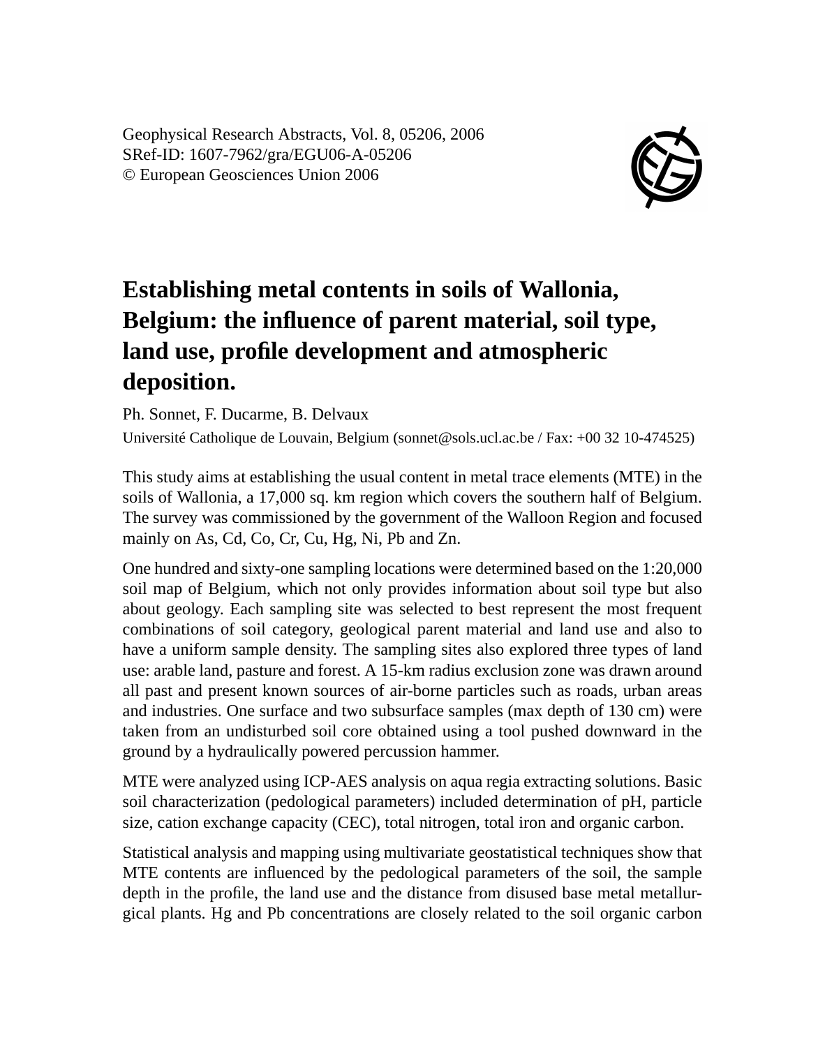Geophysical Research Abstracts, Vol. 8, 05206, 2006
SRef-ID: 1607-7962/gra/EGU06-A-05206
© European Geosciences Union 2006

# Establishing metal contents in soils of Wallonia, Belgium: the influence of parent material, soil type, land use, profile development and atmospheric deposition.

Ph. Sonnet, F. Ducarme, B. Delvaux

Université Catholique de Louvain, Belgium (sonnet@sols.ucl.ac.be / Fax: +00 32 10-474525)

This study aims at establishing the usual content in metal trace elements (MTE) in the soils of Wallonia, a 17,000 sq. km region which covers the southern half of Belgium. The survey was commissioned by the government of the Walloon Region and focused mainly on As, Cd, Co, Cr, Cu, Hg, Ni, Pb and Zn.

One hundred and sixty-one sampling locations were determined based on the 1:20,000 soil map of Belgium, which not only provides information about soil type but also about geology. Each sampling site was selected to best represent the most frequent combinations of soil category, geological parent material and land use and also to have a uniform sample density. The sampling sites also explored three types of land use: arable land, pasture and forest. A 15-km radius exclusion zone was drawn around all past and present known sources of air-borne particles such as roads, urban areas and industries. One surface and two subsurface samples (max depth of 130 cm) were taken from an undisturbed soil core obtained using a tool pushed downward in the ground by a hydraulically powered percussion hammer.

MTE were analyzed using ICP-AES analysis on aqua regia extracting solutions. Basic soil characterization (pedological parameters) included determination of pH, particle size, cation exchange capacity (CEC), total nitrogen, total iron and organic carbon.

Statistical analysis and mapping using multivariate geostatistical techniques show that MTE contents are influenced by the pedological parameters of the soil, the sample depth in the profile, the land use and the distance from disused base metal metallurgical plants. Hg and Pb concentrations are closely related to the soil organic carbon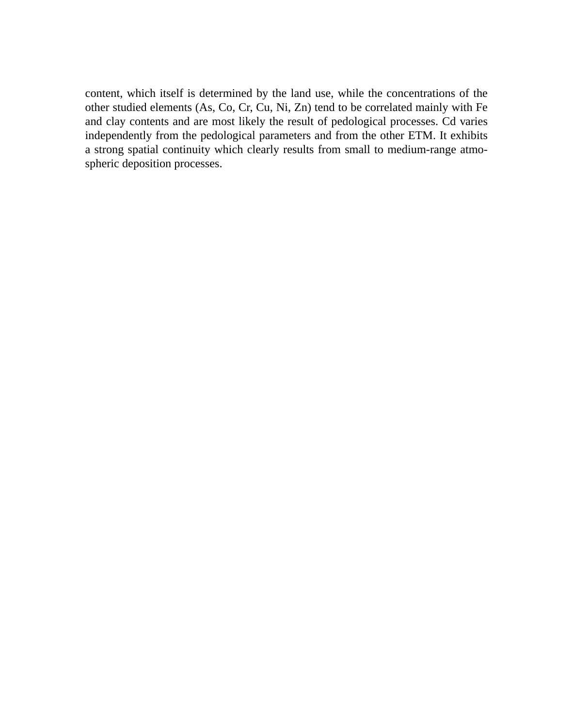content, which itself is determined by the land use, while the concentrations of the other studied elements (As, Co, Cr, Cu, Ni, Zn) tend to be correlated mainly with Fe and clay contents and are most likely the result of pedological processes. Cd varies independently from the pedological parameters and from the other ETM. It exhibits a strong spatial continuity which clearly results from small to medium-range atmospheric deposition processes.